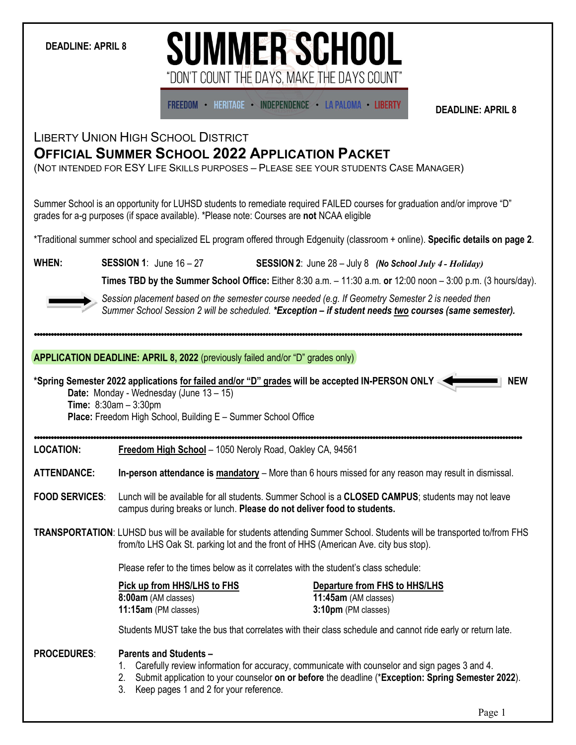**DEADLINE: APRIL 8**

# SUMMER SCHOOL

"DON'T COUNT THE DAYS, MAKE THE DAYS COUNT"

FREEDOM • HERITAGE • INDEPENDENCE • LA PALOMA • LIBERTY

**DEADLINE: APRIL 8**

## LIBERTY UNION HIGH SCHOOL DISTRICT

## OFFICIAL SUMMER SCHOOL 2022 APPLICATION PACKET

(NOT INTENDED FOR ESY LIFE SKILLS PURPOSES – PLEASE SEE YOUR STUDENTS CASE MANAGER)

Summer School is an opportunity for LUHSD students to remediate required FAILED courses for graduation and/or improve "D" grades for a-g purposes (if space available). *Please note: Courses are **not** NCAA eligible

*Traditional summer school and specialized EL program offered through Edgenuity (classroom + online). **Specific details on page 2**.

**WHEN:** **SESSION 1**: June 16 – 27 **SESSION 2**: June 28 – July 8 ***(No School July 4 - Holiday)***

**Times TBD by the Summer School Office:** Either 8:30 a.m. – 11:30 a.m. **or** 12:00 noon – 3:00 p.m. (3 hours/day).

*Session placement based on the semester course needed (e.g. If Geometry Semester 2 is needed then Summer School Session 2 will be scheduled.* ***\*Exception – if student needs two courses (same semester).***

---

**APPLICATION DEADLINE: APRIL 8, 2022** (previously failed and/or "D" grades only)

***Spring Semester 2022 applications for failed and/or "D" grades will be accepted IN-PERSON ONLY** ← **NEW**

**Date:** Monday - Wednesday (June 13 – 15)
**Time:** 8:30am – 3:30pm
**Place:** Freedom High School, Building E – Summer School Office

---

**LOCATION:** Freedom High School – 1050 Neroly Road, Oakley CA, 94561

**ATTENDANCE:** **In-person attendance is mandatory** – More than 6 hours missed for any reason may result in dismissal.

**FOOD SERVICES**: Lunch will be available for all students. Summer School is a **CLOSED CAMPUS**; students may not leave campus during breaks or lunch. **Please do not deliver food to students.**

**TRANSPORTATION**: LUHSD bus will be available for students attending Summer School. Students will be transported to/from FHS from/to LHS Oak St. parking lot and the front of HHS (American Ave. city bus stop).

Please refer to the times below as it correlates with the student's class schedule:

| Pick up from HHS/LHS to FHS | Departure from FHS to HHS/LHS |
|---|---|
| **8:00am** (AM classes) | **11:45am** (AM classes) |
| **11:15am** (PM classes) | **3:10pm** (PM classes) |

Students MUST take the bus that correlates with their class schedule and cannot ride early or return late.

**PROCEDURES**: **Parents and Students –**

1. Carefully review information for accuracy, communicate with counselor and sign pages 3 and 4.
2. Submit application to your counselor **on or before** the deadline (***Exception: Spring Semester 2022**).
3. Keep pages 1 and 2 for your reference.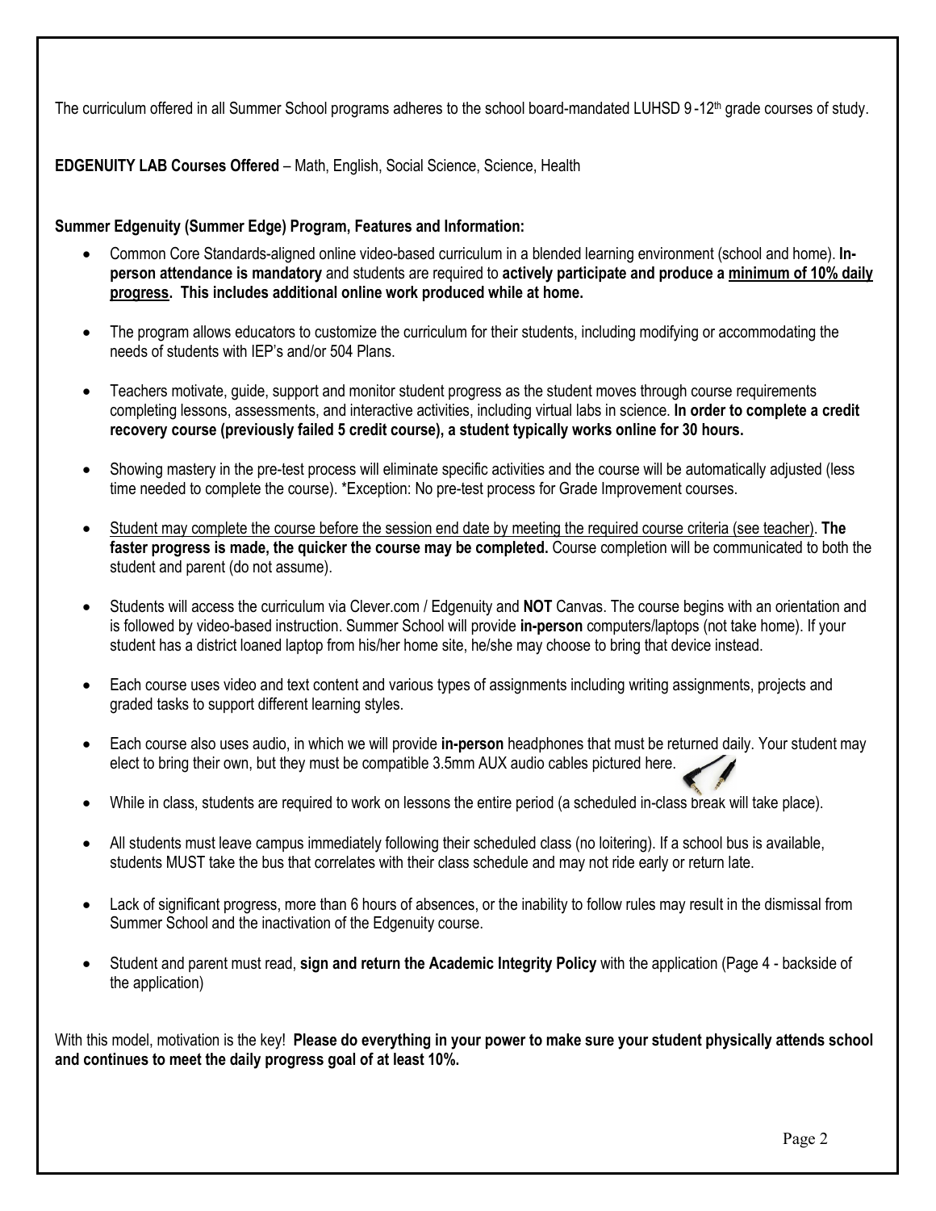The curriculum offered in all Summer School programs adheres to the school board-mandated LUHSD 9-12th grade courses of study.

**EDGENUITY LAB Courses Offered** – Math, English, Social Science, Science, Health

**Summer Edgenuity (Summer Edge) Program, Features and Information:**

- Common Core Standards-aligned online video-based curriculum in a blended learning environment (school and home). **In-person attendance is mandatory** and students are required to **actively participate and produce a <u>minimum of 10% daily progress</u>. This includes additional online work produced while at home.**

- The program allows educators to customize the curriculum for their students, including modifying or accommodating the needs of students with IEP's and/or 504 Plans.

- Teachers motivate, guide, support and monitor student progress as the student moves through course requirements completing lessons, assessments, and interactive activities, including virtual labs in science. **In order to complete a credit recovery course (previously failed 5 credit course), a student typically works online for 30 hours.**

- Showing mastery in the pre-test process will eliminate specific activities and the course will be automatically adjusted (less time needed to complete the course). *Exception: No pre-test process for Grade Improvement courses.

- <u>Student may complete the course before the session end date by meeting the required course criteria (see teacher)</u>. **The faster progress is made, the quicker the course may be completed.** Course completion will be communicated to both the student and parent (do not assume).

- Students will access the curriculum via Clever.com / Edgenuity and **NOT** Canvas. The course begins with an orientation and is followed by video-based instruction. Summer School will provide **in-person** computers/laptops (not take home). If your student has a district loaned laptop from his/her home site, he/she may choose to bring that device instead.

- Each course uses video and text content and various types of assignments including writing assignments, projects and graded tasks to support different learning styles.

- Each course also uses audio, in which we will provide **in-person** headphones that must be returned daily. Your student may elect to bring their own, but they must be compatible 3.5mm AUX audio cables pictured here.

- While in class, students are required to work on lessons the entire period (a scheduled in-class break will take place).

- All students must leave campus immediately following their scheduled class (no loitering). If a school bus is available, students MUST take the bus that correlates with their class schedule and may not ride early or return late.

- Lack of significant progress, more than 6 hours of absences, or the inability to follow rules may result in the dismissal from Summer School and the inactivation of the Edgenuity course.

- Student and parent must read, **sign and return the Academic Integrity Policy** with the application (Page 4 - backside of the application)

With this model, motivation is the key! **Please do everything in your power to make sure your student physically attends school and continues to meet the daily progress goal of at least 10%.**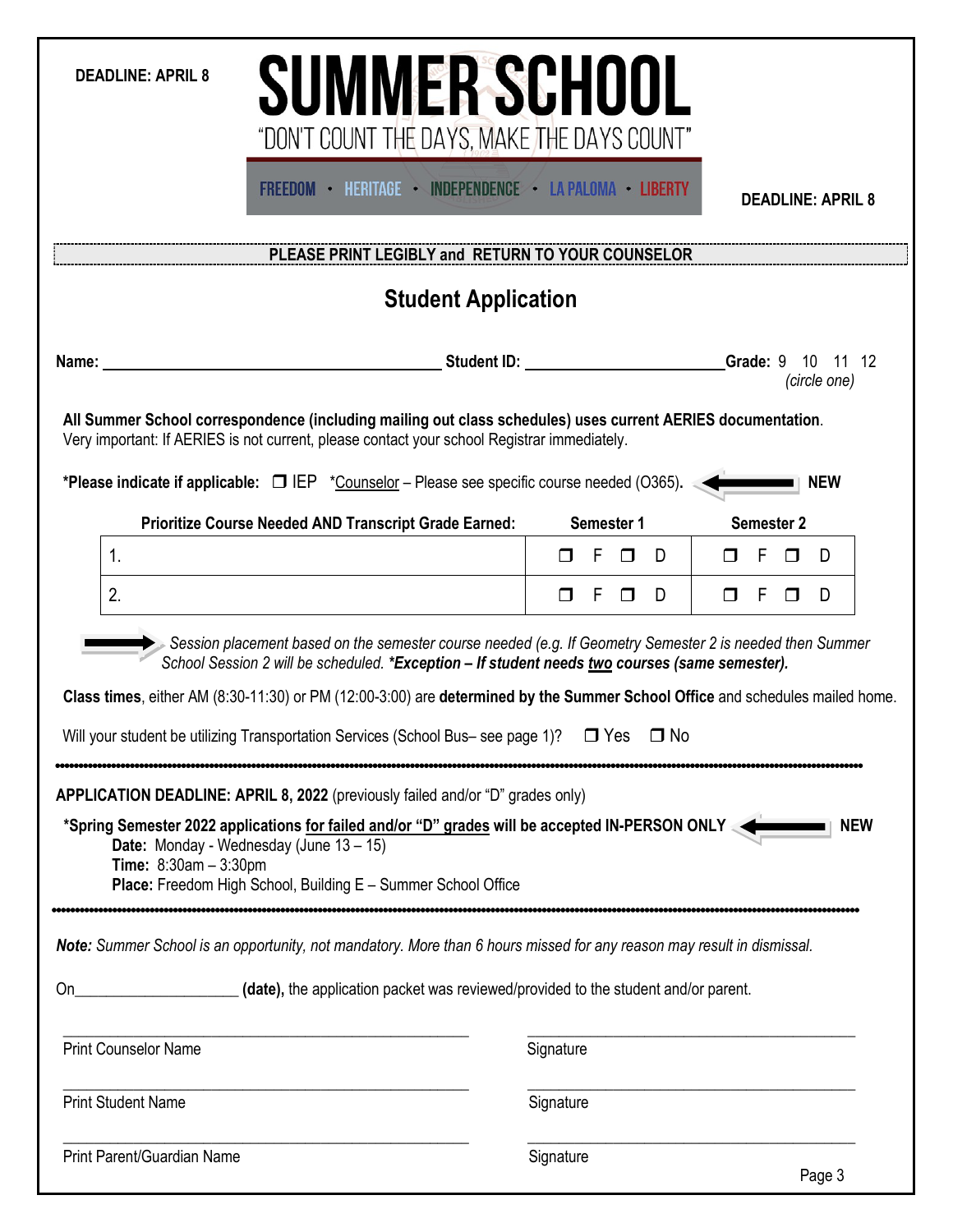**DEADLINE: APRIL 8**

# SUMMER SCHOOL

"DON'T COUNT THE DAYS, MAKE THE DAYS COUNT"

FREEDOM • HERITAGE • INDEPENDENCE • LA PALOMA • LIBERTY

**DEADLINE: APRIL 8**

**PLEASE PRINT LEGIBLY and RETURN TO YOUR COUNSELOR**

## Student Application

**Name:** ______________________________ **Student ID:** ____________________ **Grade:** 9 10 11 12 *(circle one)*

**All Summer School correspondence (including mailing out class schedules) uses current AERIES documentation**. Very important: If AERIES is not current, please contact your school Registrar immediately.

***Please indicate if applicable:** ❒ IEP *Counselor – Please see specific course needed (O365). ← **NEW**

| Prioritize Course Needed AND Transcript Grade Earned: | Semester 1 | Semester 2 |
|---|---|---|
| 1. | ❒ F ❒ D | ❒ F ❒ D |
| 2. | ❒ F ❒ D | ❒ F ❒ D |

→ *Session placement based on the semester course needed (e.g. If Geometry Semester 2 is needed then Summer School Session 2 will be scheduled. **\*Exception – If student needs two courses (same semester).***

**Class times**, either AM (8:30-11:30) or PM (12:00-3:00) are **determined by the Summer School Office** and schedules mailed home.

Will your student be utilizing Transportation Services (School Bus– see page 1)? ❒ Yes ❒ No

---

**APPLICATION DEADLINE: APRIL 8, 2022** (previously failed and/or "D" grades only)

***Spring Semester 2022 applications for failed and/or "D" grades will be accepted IN-PERSON ONLY** ← **NEW**

**Date:** Monday - Wednesday (June 13 – 15)
**Time:** 8:30am – 3:30pm
**Place:** Freedom High School, Building E – Summer School Office

---

***Note:** Summer School is an opportunity, not mandatory. More than 6 hours missed for any reason may result in dismissal.*

On____________________ **(date),** the application packet was reviewed/provided to the student and/or parent.

| | |
|---|---|
| Print Counselor Name | Signature |
| Print Student Name | Signature |
| Print Parent/Guardian Name | Signature |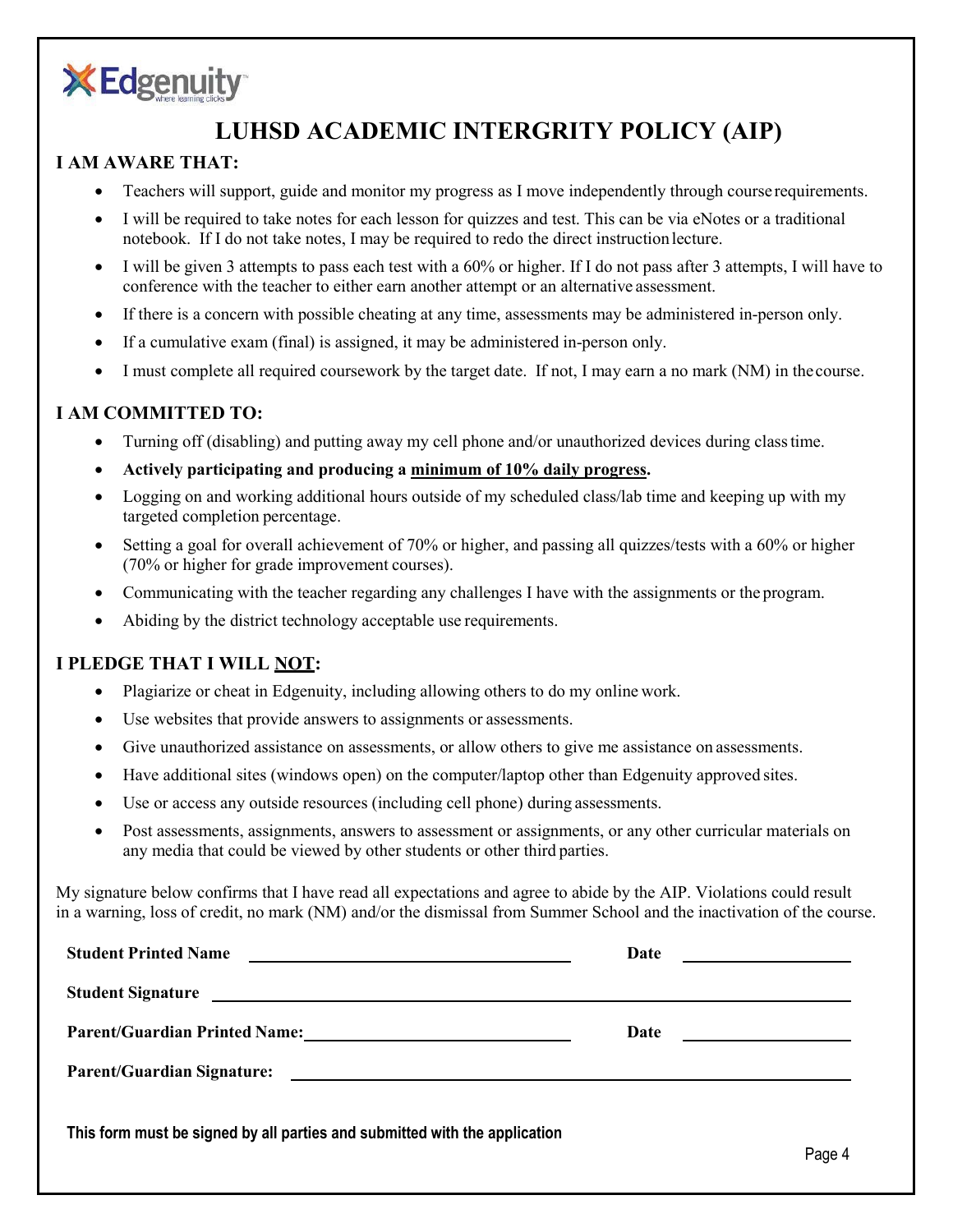Edgenuity
where learning clicks

# LUHSD ACADEMIC INTERGRITY POLICY (AIP)

**I AM AWARE THAT:**

- Teachers will support, guide and monitor my progress as I move independently through course requirements.
- I will be required to take notes for each lesson for quizzes and test. This can be via eNotes or a traditional notebook. If I do not take notes, I may be required to redo the direct instruction lecture.
- I will be given 3 attempts to pass each test with a 60% or higher. If I do not pass after 3 attempts, I will have to conference with the teacher to either earn another attempt or an alternative assessment.
- If there is a concern with possible cheating at any time, assessments may be administered in-person only.
- If a cumulative exam (final) is assigned, it may be administered in-person only.
- I must complete all required coursework by the target date. If not, I may earn a no mark (NM) in the course.

**I AM COMMITTED TO:**

- Turning off (disabling) and putting away my cell phone and/or unauthorized devices during class time.
- **Actively participating and producing a <u>minimum of 10% daily progress</u>.**
- Logging on and working additional hours outside of my scheduled class/lab time and keeping up with my targeted completion percentage.
- Setting a goal for overall achievement of 70% or higher, and passing all quizzes/tests with a 60% or higher (70% or higher for grade improvement courses).
- Communicating with the teacher regarding any challenges I have with the assignments or the program.
- Abiding by the district technology acceptable use requirements.

**I PLEDGE THAT I WILL <u>NOT</u>:**

- Plagiarize or cheat in Edgenuity, including allowing others to do my online work.
- Use websites that provide answers to assignments or assessments.
- Give unauthorized assistance on assessments, or allow others to give me assistance on assessments.
- Have additional sites (windows open) on the computer/laptop other than Edgenuity approved sites.
- Use or access any outside resources (including cell phone) during assessments.
- Post assessments, assignments, answers to assessment or assignments, or any other curricular materials on any media that could be viewed by other students or other third parties.

My signature below confirms that I have read all expectations and agree to abide by the AIP. Violations could result in a warning, loss of credit, no mark (NM) and/or the dismissal from Summer School and the inactivation of the course.

**Student Printed Name** ______________________________ **Date** ______________

**Student Signature** ______________________________________________________

**Parent/Guardian Printed Name:** ______________________________ **Date** ______________

**Parent/Guardian Signature:** ______________________________________________________

**This form must be signed by all parties and submitted with the application**